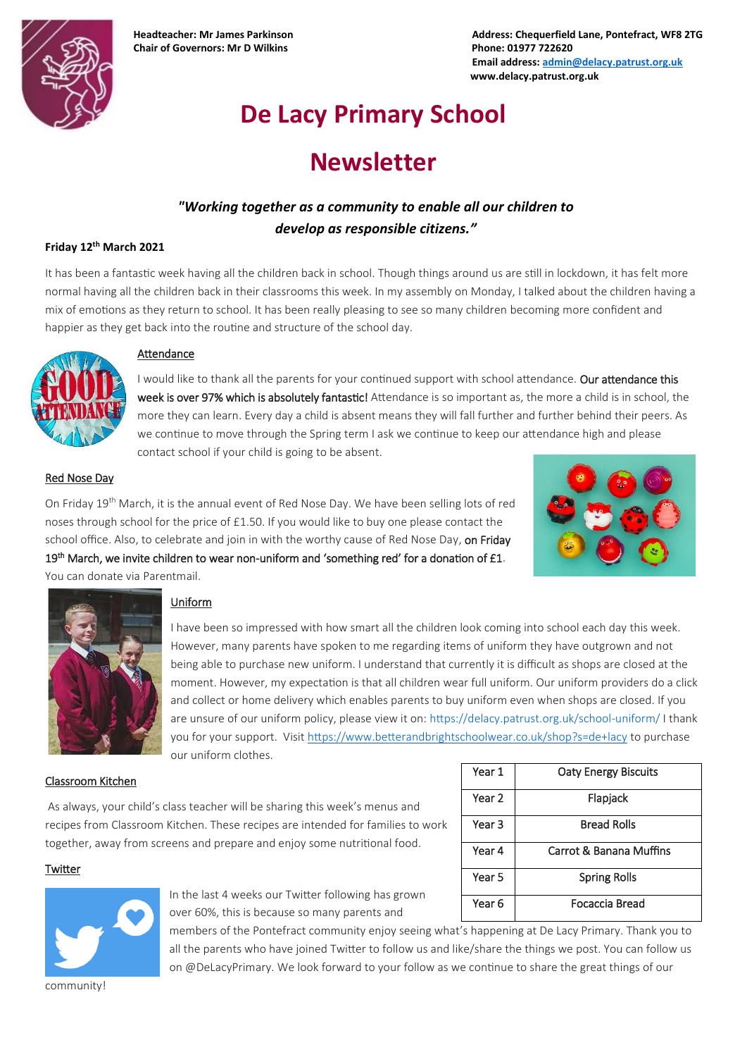**Headteacher: Mr James Parkinson**
**Chair of Governors: Mr D Wilkins**

**Address: Chequerfield Lane, Pontefract, WF8 2TG**
**Phone: 01977 722620**
**Email address: admin@delacy.patrust.org.uk**
**www.delacy.patrust.org.uk**

# De Lacy Primary School

# Newsletter

***"Working together as a community to enable all our children to develop as responsible citizens."***

**Friday 12th March 2021**

It has been a fantastic week having all the children back in school. Though things around us are still in lockdown, it has felt more normal having all the children back in their classrooms this week. In my assembly on Monday, I talked about the children having a mix of emotions as they return to school. It has been really pleasing to see so many children becoming more confident and happier as they get back into the routine and structure of the school day.

### Attendance

I would like to thank all the parents for your continued support with school attendance. **Our attendance this week is over 97% which is absolutely fantastic!** Attendance is so important as, the more a child is in school, the more they can learn. Every day a child is absent means they will fall further and further behind their peers. As we continue to move through the Spring term I ask we continue to keep our attendance high and please contact school if your child is going to be absent.

### Red Nose Day

On Friday 19th March, it is the annual event of Red Nose Day. We have been selling lots of red noses through school for the price of £1.50. If you would like to buy one please contact the school office. Also, to celebrate and join in with the worthy cause of Red Nose Day, **on Friday 19th March, we invite children to wear non-uniform and 'something red' for a donation of £1**. You can donate via Parentmail.

### Uniform

I have been so impressed with how smart all the children look coming into school each day this week. However, many parents have spoken to me regarding items of uniform they have outgrown and not being able to purchase new uniform. I understand that currently it is difficult as shops are closed at the moment. However, my expectation is that all children wear full uniform. Our uniform providers do a click and collect or home delivery which enables parents to buy uniform even when shops are closed. If you are unsure of our uniform policy, please view it on: https://delacy.patrust.org.uk/school-uniform/ I thank you for your support. Visit https://www.betterandbrightschoolwear.co.uk/shop?s=de+lacy to purchase our uniform clothes.

### Classroom Kitchen

As always, your child's class teacher will be sharing this week's menus and recipes from Classroom Kitchen. These recipes are intended for families to work together, away from screens and prepare and enjoy some nutritional food.

| Year | Recipe |
|---|---|
| Year 1 | Oaty Energy Biscuits |
| Year 2 | Flapjack |
| Year 3 | Bread Rolls |
| Year 4 | Carrot & Banana Muffins |
| Year 5 | Spring Rolls |
| Year 6 | Focaccia Bread |

### Twitter

In the last 4 weeks our Twitter following has grown over 60%, this is because so many parents and members of the Pontefract community enjoy seeing what's happening at De Lacy Primary. Thank you to all the parents who have joined Twitter to follow us and like/share the things we post. You can follow us on @DeLacyPrimary. We look forward to your follow as we continue to share the great things of our community!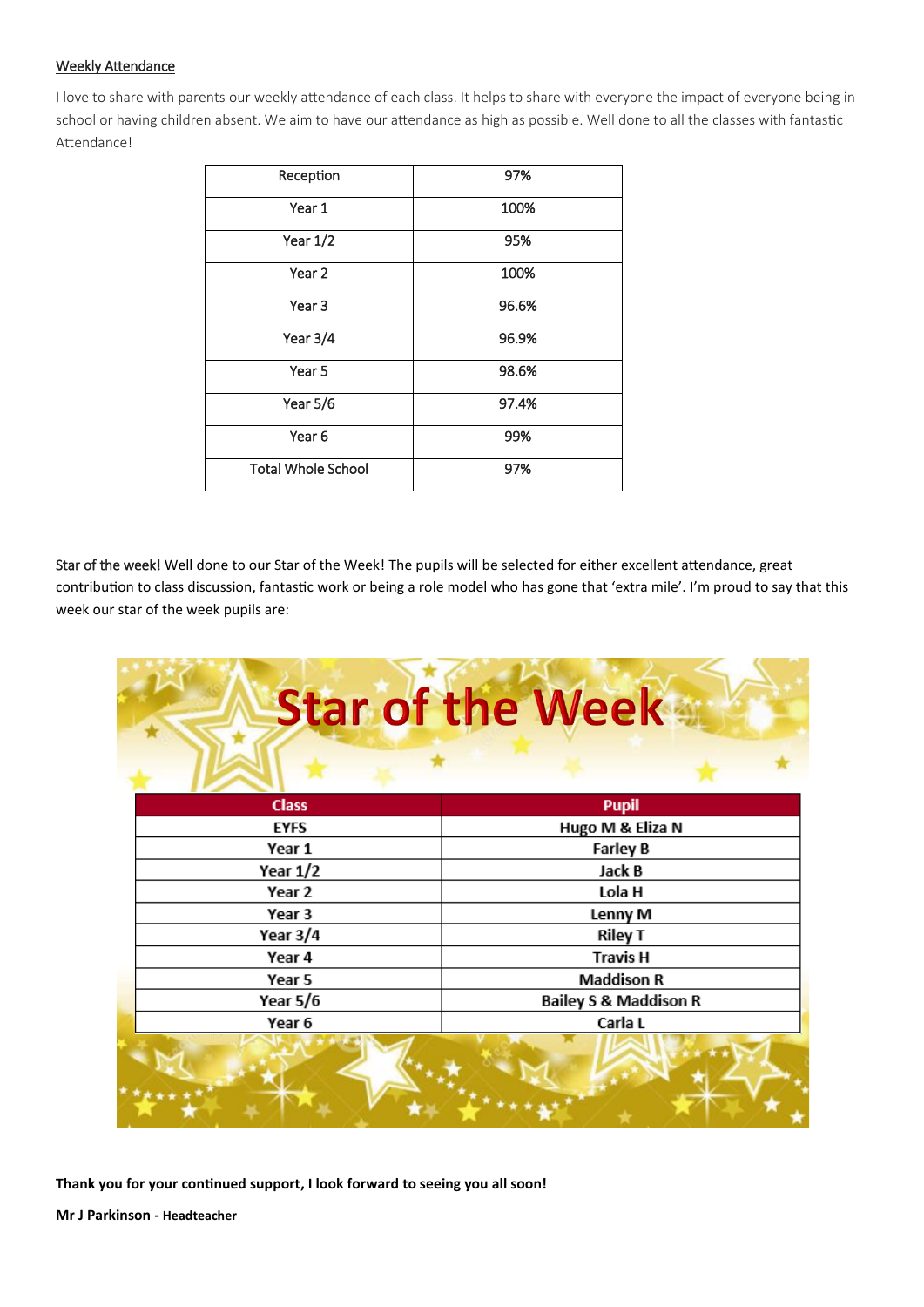Weekly Attendance

I love to share with parents our weekly attendance of each class. It helps to share with everyone the impact of everyone being in school or having children absent. We aim to have our attendance as high as possible. Well done to all the classes with fantastic Attendance!

| | |
|---|---|
| Reception | 97% |
| Year 1 | 100% |
| Year 1/2 | 95% |
| Year 2 | 100% |
| Year 3 | 96.6% |
| Year 3/4 | 96.9% |
| Year 5 | 98.6% |
| Year 5/6 | 97.4% |
| Year 6 | 99% |
| Total Whole School | 97% |

Star of the week! Well done to our Star of the Week! The pupils will be selected for either excellent attendance, great contribution to class discussion, fantastic work or being a role model who has gone that 'extra mile'. I'm proud to say that this week our star of the week pupils are:

## Star of the Week

| Class | Pupil |
|---|---|
| EYFS | Hugo M & Eliza N |
| Year 1 | Farley B |
| Year 1/2 | Jack B |
| Year 2 | Lola H |
| Year 3 | Lenny M |
| Year 3/4 | Riley T |
| Year 4 | Travis H |
| Year 5 | Maddison R |
| Year 5/6 | Bailey S & Maddison R |
| Year 6 | Carla L |

**Thank you for your continued support, I look forward to seeing you all soon!**

**Mr J Parkinson - Headteacher**